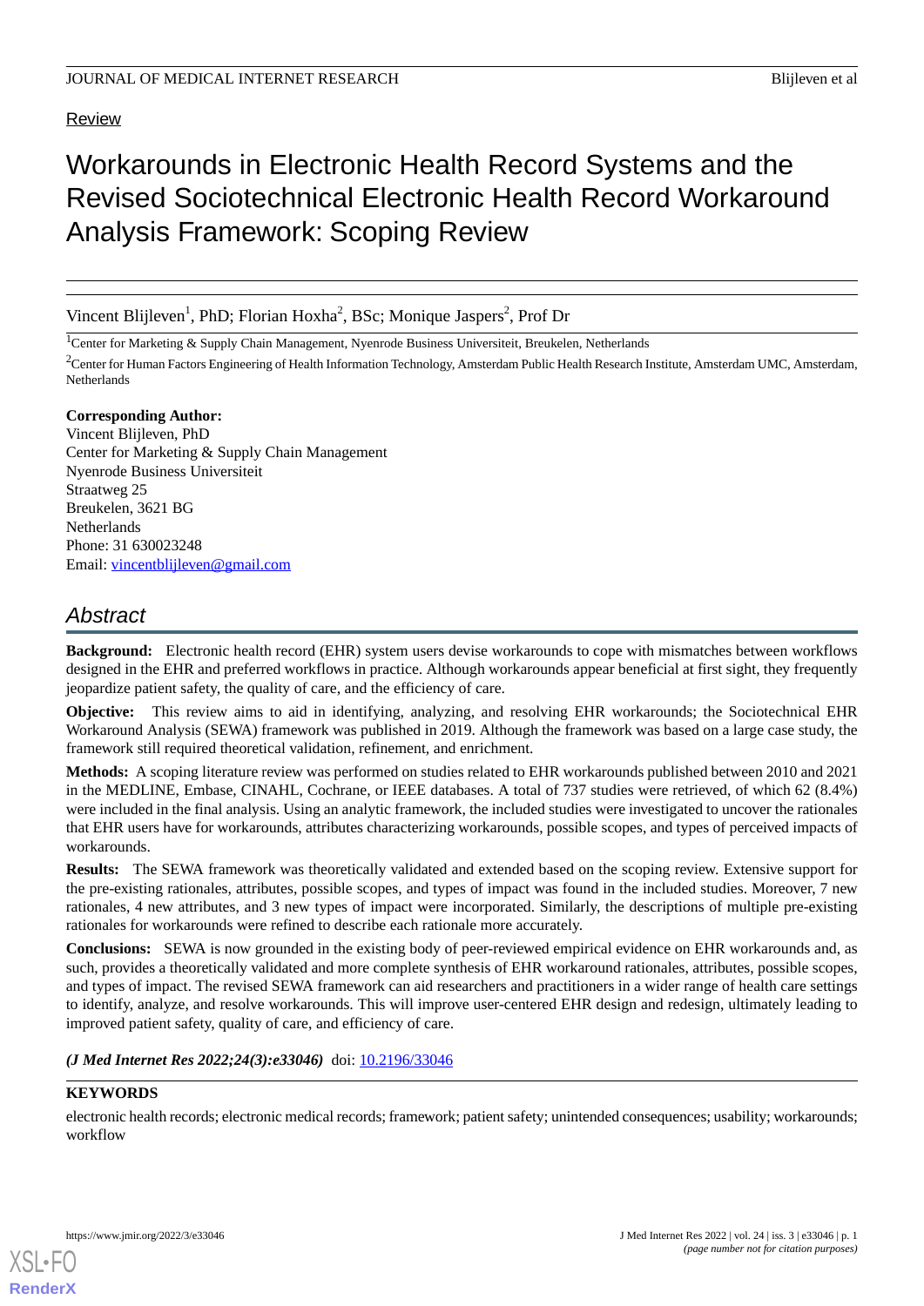Review

# Workarounds in Electronic Health Record Systems and the Revised Sociotechnical Electronic Health Record Workaround Analysis Framework: Scoping Review

Vincent Blijleven[1], PhD; Florian Hoxha[2], BSc; Monique Jaspers[2], Prof Dr

[1]Center for Marketing & Supply Chain Management, Nyenrode Business Universiteit, Breukelen, Netherlands

[2]Center for Human Factors Engineering of Health Information Technology, Amsterdam Public Health Research Institute, Amsterdam UMC, Amsterdam, Netherlands

**Corresponding Author:**
Vincent Blijleven, PhD
Center for Marketing & Supply Chain Management
Nyenrode Business Universiteit
Straatweg 25
Breukelen, 3621 BG
Netherlands
Phone: 31 630023248
Email: vincentblijleven@gmail.com

## Abstract

**Background:** Electronic health record (EHR) system users devise workarounds to cope with mismatches between workflows designed in the EHR and preferred workflows in practice. Although workarounds appear beneficial at first sight, they frequently jeopardize patient safety, the quality of care, and the efficiency of care.

**Objective:** This review aims to aid in identifying, analyzing, and resolving EHR workarounds; the Sociotechnical EHR Workaround Analysis (SEWA) framework was published in 2019. Although the framework was based on a large case study, the framework still required theoretical validation, refinement, and enrichment.

**Methods:** A scoping literature review was performed on studies related to EHR workarounds published between 2010 and 2021 in the MEDLINE, Embase, CINAHL, Cochrane, or IEEE databases. A total of 737 studies were retrieved, of which 62 (8.4%) were included in the final analysis. Using an analytic framework, the included studies were investigated to uncover the rationales that EHR users have for workarounds, attributes characterizing workarounds, possible scopes, and types of perceived impacts of workarounds.

**Results:** The SEWA framework was theoretically validated and extended based on the scoping review. Extensive support for the pre-existing rationales, attributes, possible scopes, and types of impact was found in the included studies. Moreover, 7 new rationales, 4 new attributes, and 3 new types of impact were incorporated. Similarly, the descriptions of multiple pre-existing rationales for workarounds were refined to describe each rationale more accurately.

**Conclusions:** SEWA is now grounded in the existing body of peer-reviewed empirical evidence on EHR workarounds and, as such, provides a theoretically validated and more complete synthesis of EHR workaround rationales, attributes, possible scopes, and types of impact. The revised SEWA framework can aid researchers and practitioners in a wider range of health care settings to identify, analyze, and resolve workarounds. This will improve user-centered EHR design and redesign, ultimately leading to improved patient safety, quality of care, and efficiency of care.

***(J Med Internet Res 2022;24(3):e33046)*** doi: 10.2196/33046

**KEYWORDS**

electronic health records; electronic medical records; framework; patient safety; unintended consequences; usability; workarounds; workflow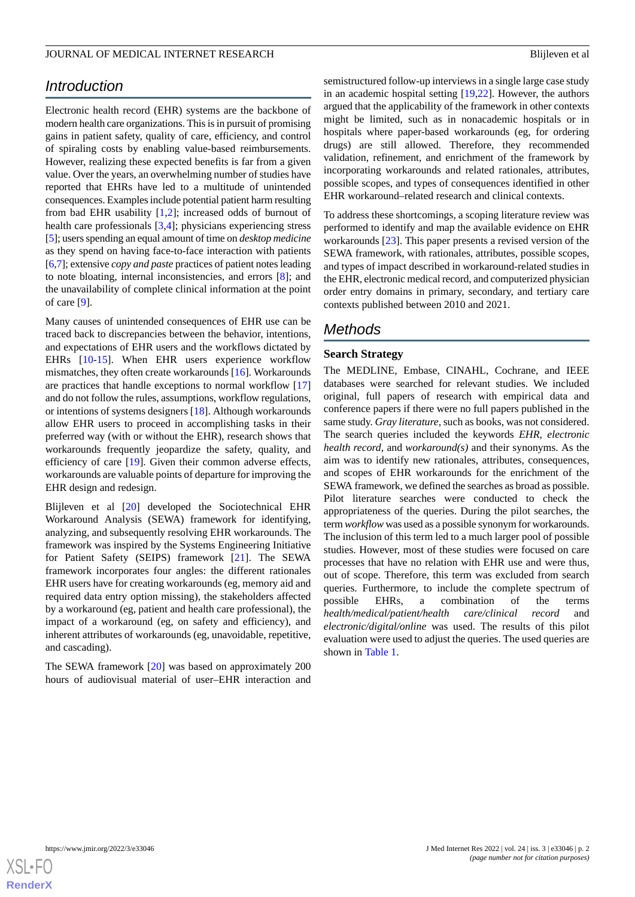## Introduction

Electronic health record (EHR) systems are the backbone of modern health care organizations. This is in pursuit of promising gains in patient safety, quality of care, efficiency, and control of spiraling costs by enabling value-based reimbursements. However, realizing these expected benefits is far from a given value. Over the years, an overwhelming number of studies have reported that EHRs have led to a multitude of unintended consequences. Examples include potential patient harm resulting from bad EHR usability [1,2]; increased odds of burnout of health care professionals [3,4]; physicians experiencing stress [5]; users spending an equal amount of time on *desktop medicine* as they spend on having face-to-face interaction with patients [6,7]; extensive *copy and paste* practices of patient notes leading to note bloating, internal inconsistencies, and errors [8]; and the unavailability of complete clinical information at the point of care [9].

Many causes of unintended consequences of EHR use can be traced back to discrepancies between the behavior, intentions, and expectations of EHR users and the workflows dictated by EHRs [10-15]. When EHR users experience workflow mismatches, they often create workarounds [16]. Workarounds are practices that handle exceptions to normal workflow [17] and do not follow the rules, assumptions, workflow regulations, or intentions of systems designers [18]. Although workarounds allow EHR users to proceed in accomplishing tasks in their preferred way (with or without the EHR), research shows that workarounds frequently jeopardize the safety, quality, and efficiency of care [19]. Given their common adverse effects, workarounds are valuable points of departure for improving the EHR design and redesign.

Blijleven et al [20] developed the Sociotechnical EHR Workaround Analysis (SEWA) framework for identifying, analyzing, and subsequently resolving EHR workarounds. The framework was inspired by the Systems Engineering Initiative for Patient Safety (SEIPS) framework [21]. The SEWA framework incorporates four angles: the different rationales EHR users have for creating workarounds (eg, memory aid and required data entry option missing), the stakeholders affected by a workaround (eg, patient and health care professional), the impact of a workaround (eg, on safety and efficiency), and inherent attributes of workarounds (eg, unavoidable, repetitive, and cascading).

The SEWA framework [20] was based on approximately 200 hours of audiovisual material of user–EHR interaction and semistructured follow-up interviews in a single large case study in an academic hospital setting [19,22]. However, the authors argued that the applicability of the framework in other contexts might be limited, such as in nonacademic hospitals or in hospitals where paper-based workarounds (eg, for ordering drugs) are still allowed. Therefore, they recommended validation, refinement, and enrichment of the framework by incorporating workarounds and related rationales, attributes, possible scopes, and types of consequences identified in other EHR workaround–related research and clinical contexts.

To address these shortcomings, a scoping literature review was performed to identify and map the available evidence on EHR workarounds [23]. This paper presents a revised version of the SEWA framework, with rationales, attributes, possible scopes, and types of impact described in workaround-related studies in the EHR, electronic medical record, and computerized physician order entry domains in primary, secondary, and tertiary care contexts published between 2010 and 2021.

## Methods

### Search Strategy

The MEDLINE, Embase, CINAHL, Cochrane, and IEEE databases were searched for relevant studies. We included original, full papers of research with empirical data and conference papers if there were no full papers published in the same study. *Gray literature*, such as books, was not considered. The search queries included the keywords *EHR*, *electronic health record*, and *workaround(s)* and their synonyms. As the aim was to identify new rationales, attributes, consequences, and scopes of EHR workarounds for the enrichment of the SEWA framework, we defined the searches as broad as possible. Pilot literature searches were conducted to check the appropriateness of the queries. During the pilot searches, the term *workflow* was used as a possible synonym for workarounds. The inclusion of this term led to a much larger pool of possible studies. However, most of these studies were focused on care processes that have no relation with EHR use and were thus, out of scope. Therefore, this term was excluded from search queries. Furthermore, to include the complete spectrum of possible EHRs, a combination of the terms *health/medical/patient/health care/clinical record* and *electronic/digital/online* was used. The results of this pilot evaluation were used to adjust the queries. The used queries are shown in Table 1.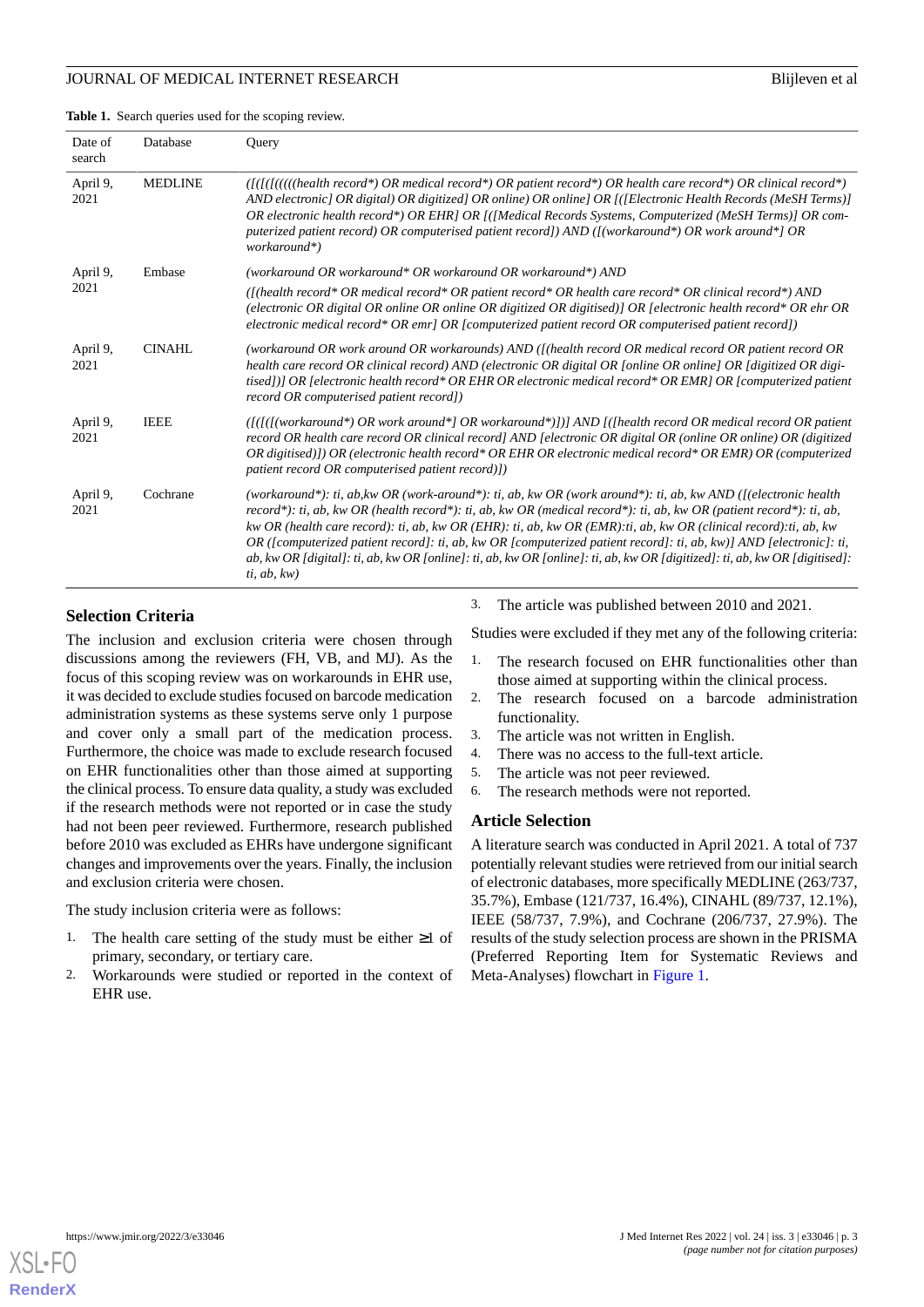**Table 1.** Search queries used for the scoping review.

| Date of search | Database | Query |
|---|---|---|
| April 9, 2021 | MEDLINE | *([([([(((((health record*) OR medical record*) OR patient record*) OR health care record*) OR clinical record*) AND electronic] OR digital) OR digitized] OR online) OR online] OR [([Electronic Health Records (MeSH Terms)] OR electronic health record*) OR EHR] OR [([Medical Records Systems, Computerized (MeSH Terms)] OR computerized patient record) OR computerised patient record]) AND ([(workaround*) OR work around*] OR workaround*)* |
| April 9, 2021 | Embase | *(workaround OR workaround* OR workaround OR workaround*) AND* *([(health record* OR medical record* OR patient record* OR health care record* OR clinical record*) AND (electronic OR digital OR online OR online OR digitized OR digitised)] OR [electronic health record* OR ehr OR electronic medical record* OR emr] OR [computerized patient record OR computerised patient record])* |
| April 9, 2021 | CINAHL | *(workaround OR work around OR workarounds) AND ([(health record OR medical record OR patient record OR health care record OR clinical record) AND (electronic OR digital OR [online OR online] OR [digitized OR digitised])] OR [electronic health record* OR EHR OR electronic medical record* OR EMR] OR [computerized patient record OR computerised patient record])* |
| April 9, 2021 | IEEE | *([([([(workaround*) OR work around*] OR workaround*)])] AND [([health record OR medical record OR patient record OR health care record OR clinical record] AND [electronic OR digital OR (online OR online) OR (digitized OR digitised)]) OR (electronic health record* OR EHR OR electronic medical record* OR EMR) OR (computerized patient record OR computerised patient record)])* |
| April 9, 2021 | Cochrane | *(workaround*): ti, ab,kw OR (work-around*): ti, ab, kw OR (work around*): ti, ab, kw AND ([(electronic health record*): ti, ab, kw OR (health record*): ti, ab, kw OR (medical record*): ti, ab, kw OR (patient record*): ti, ab, kw OR (health care record): ti, ab, kw OR (EHR): ti, ab, kw OR (EMR):ti, ab, kw OR (clinical record):ti, ab, kw OR ([computerized patient record]: ti, ab, kw OR [computerized patient record]: ti, ab, kw)] AND [electronic]: ti, ab, kw OR [digital]: ti, ab, kw OR [online]: ti, ab, kw OR [online]: ti, ab, kw OR [digitized]: ti, ab, kw OR [digitised]: ti, ab, kw)* |

## Selection Criteria

The inclusion and exclusion criteria were chosen through discussions among the reviewers (FH, VB, and MJ). As the focus of this scoping review was on workarounds in EHR use, it was decided to exclude studies focused on barcode medication administration systems as these systems serve only 1 purpose and cover only a small part of the medication process. Furthermore, the choice was made to exclude research focused on EHR functionalities other than those aimed at supporting the clinical process. To ensure data quality, a study was excluded if the research methods were not reported or in case the study had not been peer reviewed. Furthermore, research published before 2010 was excluded as EHRs have undergone significant changes and improvements over the years. Finally, the inclusion and exclusion criteria were chosen.

The study inclusion criteria were as follows:

1. The health care setting of the study must be either ≥1 of primary, secondary, or tertiary care.
2. Workarounds were studied or reported in the context of EHR use.
3. The article was published between 2010 and 2021.

Studies were excluded if they met any of the following criteria:

1. The research focused on EHR functionalities other than those aimed at supporting within the clinical process.
2. The research focused on a barcode administration functionality.
3. The article was not written in English.
4. There was no access to the full-text article.
5. The article was not peer reviewed.
6. The research methods were not reported.

## Article Selection

A literature search was conducted in April 2021. A total of 737 potentially relevant studies were retrieved from our initial search of electronic databases, more specifically MEDLINE (263/737, 35.7%), Embase (121/737, 16.4%), CINAHL (89/737, 12.1%), IEEE (58/737, 7.9%), and Cochrane (206/737, 27.9%). The results of the study selection process are shown in the PRISMA (Preferred Reporting Item for Systematic Reviews and Meta-Analyses) flowchart in Figure 1.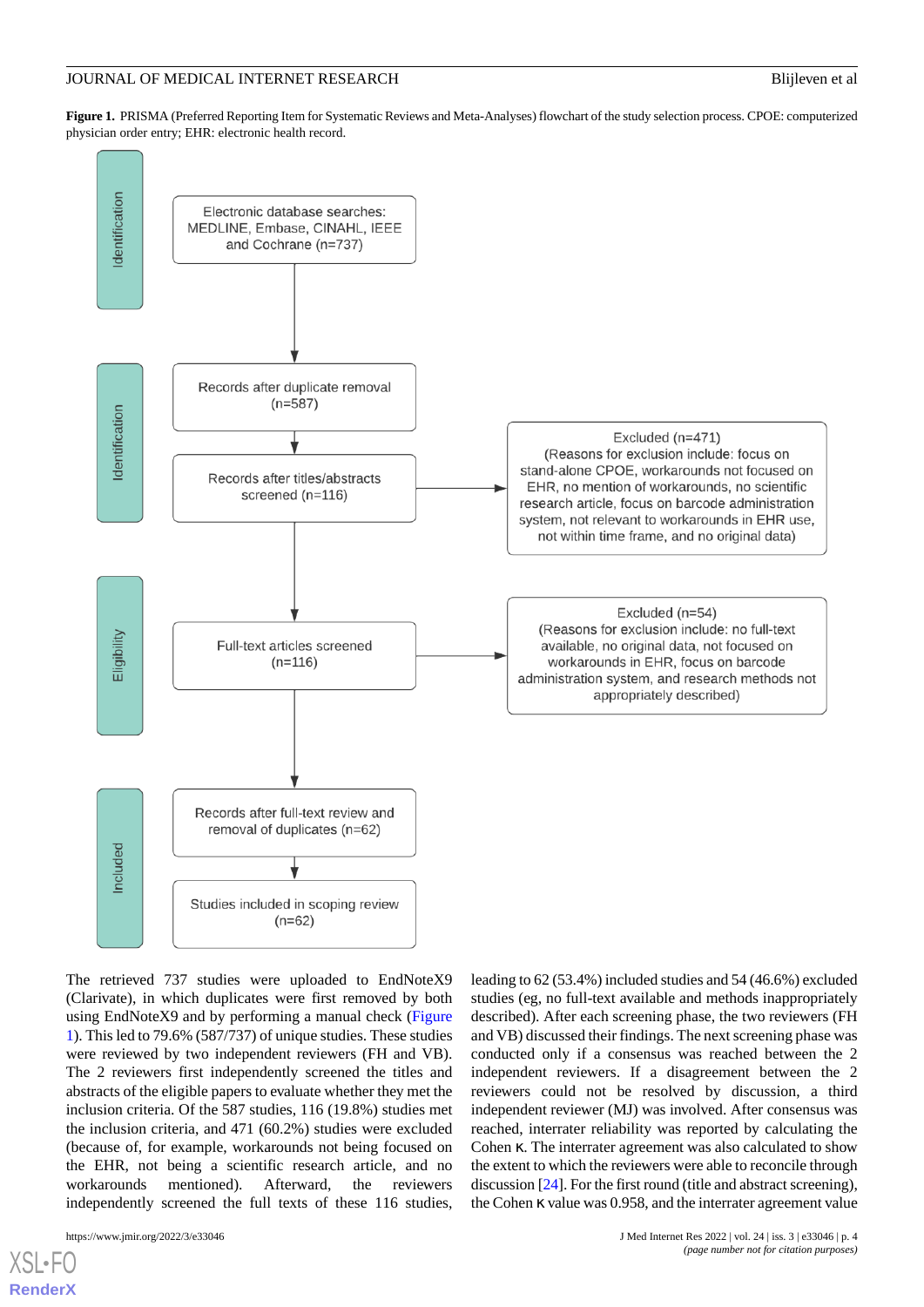**Figure 1.** PRISMA (Preferred Reporting Item for Systematic Reviews and Meta-Analyses) flowchart of the study selection process. CPOE: computerized physician order entry; EHR: electronic health record.

Identification

Electronic database searches: MEDLINE, Embase, CINAHL, IEEE and Cochrane (n=737)

Identification

Records after duplicate removal (n=587)

Records after titles/abstracts screened (n=116)

Excluded (n=471) (Reasons for exclusion include: focus on stand-alone CPOE, workarounds not focused on EHR, no mention of workarounds, no scientific research article, focus on barcode administration system, not relevant to workarounds in EHR use, not within time frame, and no original data)

Eligibility

Full-text articles screened (n=116)

Excluded (n=54) (Reasons for exclusion include: no full-text available, no original data, not focused on workarounds in EHR, focus on barcode administration system, and research methods not appropriately described)

Included

Records after full-text review and removal of duplicates (n=62)

Studies included in scoping review (n=62)

The retrieved 737 studies were uploaded to EndNoteX9 (Clarivate), in which duplicates were first removed by both using EndNoteX9 and by performing a manual check (Figure 1). This led to 79.6% (587/737) of unique studies. These studies were reviewed by two independent reviewers (FH and VB). The 2 reviewers first independently screened the titles and abstracts of the eligible papers to evaluate whether they met the inclusion criteria. Of the 587 studies, 116 (19.8%) studies met the inclusion criteria, and 471 (60.2%) studies were excluded (because of, for example, workarounds not being focused on the EHR, not being a scientific research article, and no workarounds mentioned). Afterward, the reviewers independently screened the full texts of these 116 studies, leading to 62 (53.4%) included studies and 54 (46.6%) excluded studies (eg, no full-text available and methods inappropriately described). After each screening phase, the two reviewers (FH and VB) discussed their findings. The next screening phase was conducted only if a consensus was reached between the 2 independent reviewers. If a disagreement between the 2 reviewers could not be resolved by discussion, a third independent reviewer (MJ) was involved. After consensus was reached, interrater reliability was reported by calculating the Cohen κ. The interrater agreement was also calculated to show the extent to which the reviewers were able to reconcile through discussion [24]. For the first round (title and abstract screening), the Cohen κ value was 0.958, and the interrater agreement value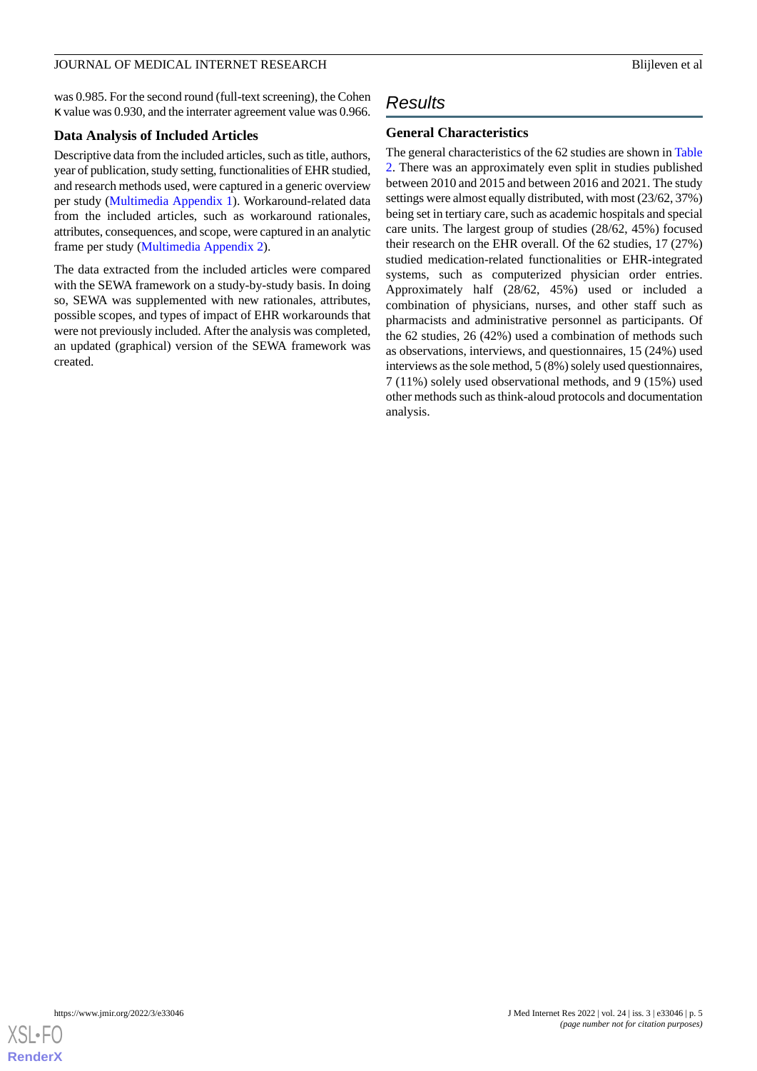was 0.985. For the second round (full-text screening), the Cohen κ value was 0.930, and the interrater agreement value was 0.966.

### Data Analysis of Included Articles

Descriptive data from the included articles, such as title, authors, year of publication, study setting, functionalities of EHR studied, and research methods used, were captured in a generic overview per study (Multimedia Appendix 1). Workaround-related data from the included articles, such as workaround rationales, attributes, consequences, and scope, were captured in an analytic frame per study (Multimedia Appendix 2).

The data extracted from the included articles were compared with the SEWA framework on a study-by-study basis. In doing so, SEWA was supplemented with new rationales, attributes, possible scopes, and types of impact of EHR workarounds that were not previously included. After the analysis was completed, an updated (graphical) version of the SEWA framework was created.

## Results

### General Characteristics

The general characteristics of the 62 studies are shown in Table 2. There was an approximately even split in studies published between 2010 and 2015 and between 2016 and 2021. The study settings were almost equally distributed, with most (23/62, 37%) being set in tertiary care, such as academic hospitals and special care units. The largest group of studies (28/62, 45%) focused their research on the EHR overall. Of the 62 studies, 17 (27%) studied medication-related functionalities or EHR-integrated systems, such as computerized physician order entries. Approximately half (28/62, 45%) used or included a combination of physicians, nurses, and other staff such as pharmacists and administrative personnel as participants. Of the 62 studies, 26 (42%) used a combination of methods such as observations, interviews, and questionnaires, 15 (24%) used interviews as the sole method, 5 (8%) solely used questionnaires, 7 (11%) solely used observational methods, and 9 (15%) used other methods such as think-aloud protocols and documentation analysis.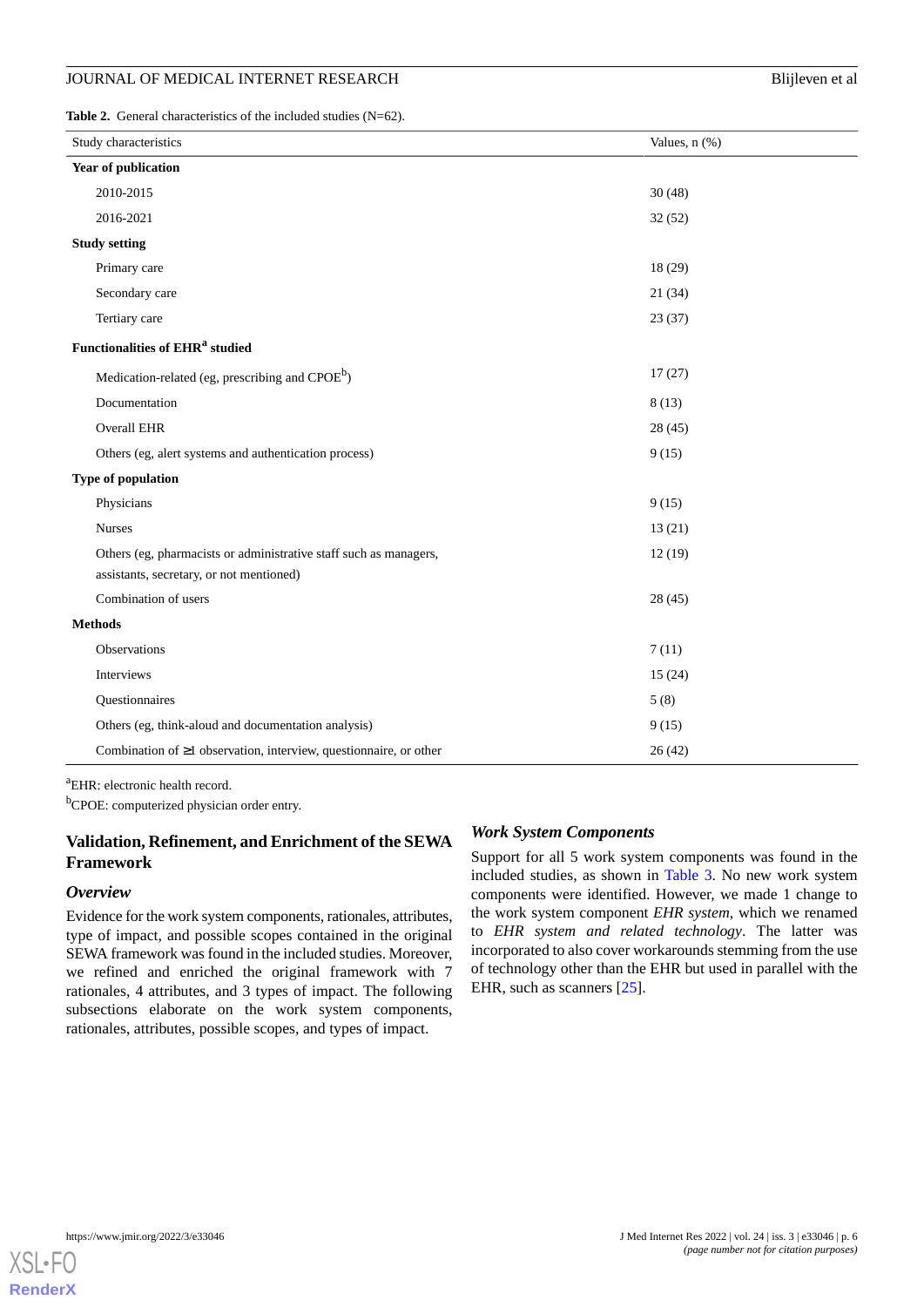**Table 2.** General characteristics of the included studies (N=62).

| Study characteristics | Values, n (%) |
|---|---|
| **Year of publication** | |
| 2010-2015 | 30 (48) |
| 2016-2021 | 32 (52) |
| **Study setting** | |
| Primary care | 18 (29) |
| Secondary care | 21 (34) |
| Tertiary care | 23 (37) |
| **Functionalities of EHR[a] studied** | |
| Medication-related (eg, prescribing and CPOE[b]) | 17 (27) |
| Documentation | 8 (13) |
| Overall EHR | 28 (45) |
| Others (eg, alert systems and authentication process) | 9 (15) |
| **Type of population** | |
| Physicians | 9 (15) |
| Nurses | 13 (21) |
| Others (eg, pharmacists or administrative staff such as managers, assistants, secretary, or not mentioned) | 12 (19) |
| Combination of users | 28 (45) |
| **Methods** | |
| Observations | 7 (11) |
| Interviews | 15 (24) |
| Questionnaires | 5 (8) |
| Others (eg, think-aloud and documentation analysis) | 9 (15) |
| Combination of ≥1 observation, interview, questionnaire, or other | 26 (42) |

[a]EHR: electronic health record.

[b]CPOE: computerized physician order entry.

## Validation, Refinement, and Enrichment of the SEWA Framework

### Overview

Evidence for the work system components, rationales, attributes, type of impact, and possible scopes contained in the original SEWA framework was found in the included studies. Moreover, we refined and enriched the original framework with 7 rationales, 4 attributes, and 3 types of impact. The following subsections elaborate on the work system components, rationales, attributes, possible scopes, and types of impact.

### Work System Components

Support for all 5 work system components was found in the included studies, as shown in Table 3. No new work system components were identified. However, we made 1 change to the work system component *EHR system*, which we renamed to *EHR system and related technology*. The latter was incorporated to also cover workarounds stemming from the use of technology other than the EHR but used in parallel with the EHR, such as scanners [25].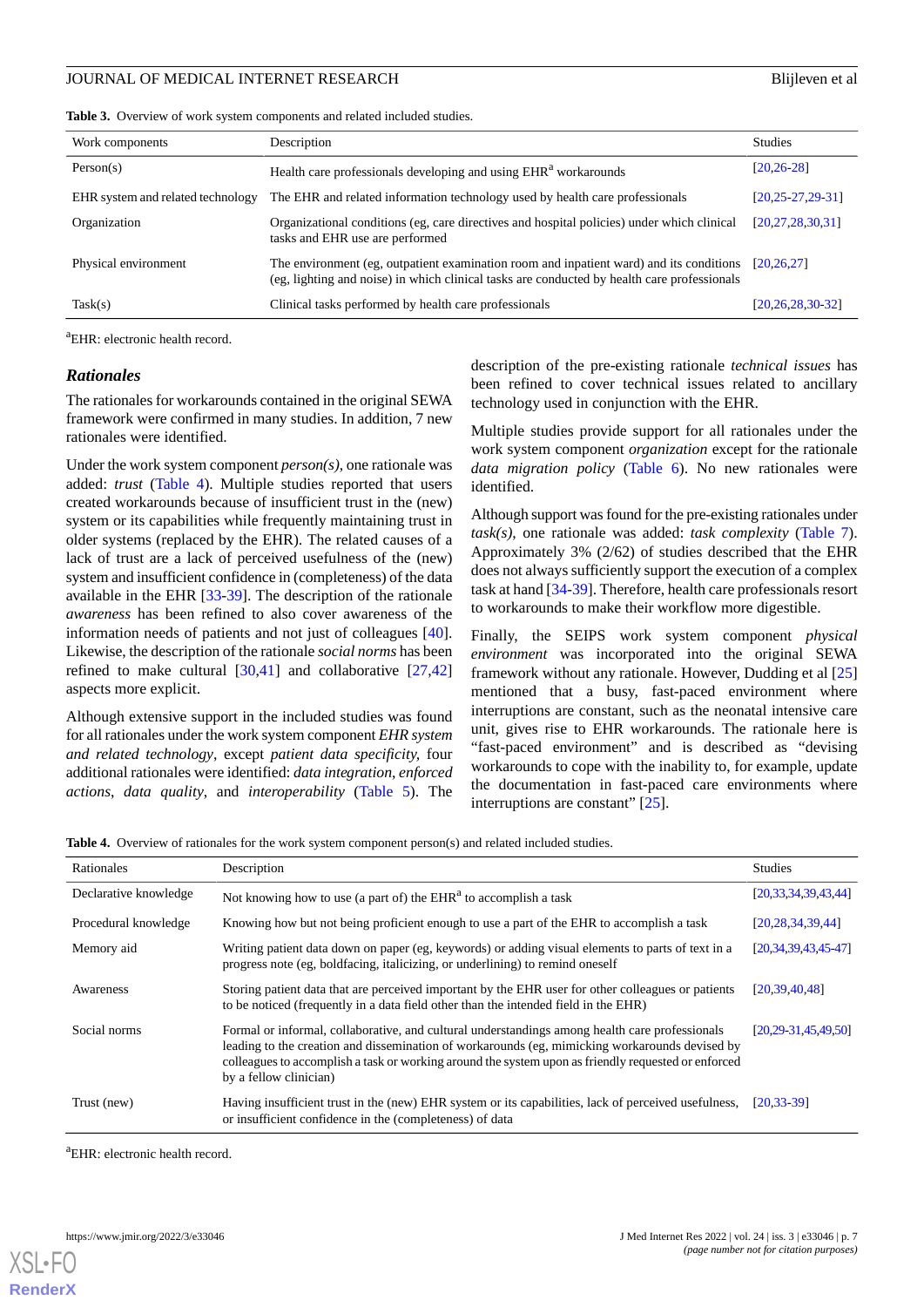**Table 3.** Overview of work system components and related included studies.

| Work components | Description | Studies |
|---|---|---|
| Person(s) | Health care professionals developing and using EHR[a] workarounds | [20,26-28] |
| EHR system and related technology | The EHR and related information technology used by health care professionals | [20,25-27,29-31] |
| Organization | Organizational conditions (eg, care directives and hospital policies) under which clinical tasks and EHR use are performed | [20,27,28,30,31] |
| Physical environment | The environment (eg, outpatient examination room and inpatient ward) and its conditions (eg, lighting and noise) in which clinical tasks are conducted by health care professionals | [20,26,27] |
| Task(s) | Clinical tasks performed by health care professionals | [20,26,28,30-32] |

[a]EHR: electronic health record.

### Rationales

The rationales for workarounds contained in the original SEWA framework were confirmed in many studies. In addition, 7 new rationales were identified.

Under the work system component *person(s)*, one rationale was added: *trust* (Table 4). Multiple studies reported that users created workarounds because of insufficient trust in the (new) system or its capabilities while frequently maintaining trust in older systems (replaced by the EHR). The related causes of a lack of trust are a lack of perceived usefulness of the (new) system and insufficient confidence in (completeness) of the data available in the EHR [33-39]. The description of the rationale *awareness* has been refined to also cover awareness of the information needs of patients and not just of colleagues [40]. Likewise, the description of the rationale *social norms* has been refined to make cultural [30,41] and collaborative [27,42] aspects more explicit.

Although extensive support in the included studies was found for all rationales under the work system component *EHR system and related technology*, except *patient data specificity*, four additional rationales were identified: *data integration*, *enforced actions*, *data quality*, and *interoperability* (Table 5). The description of the pre-existing rationale *technical issues* has been refined to cover technical issues related to ancillary technology used in conjunction with the EHR.

Multiple studies provide support for all rationales under the work system component *organization* except for the rationale *data migration policy* (Table 6). No new rationales were identified.

Although support was found for the pre-existing rationales under *task(s)*, one rationale was added: *task complexity* (Table 7). Approximately 3% (2/62) of studies described that the EHR does not always sufficiently support the execution of a complex task at hand [34-39]. Therefore, health care professionals resort to workarounds to make their workflow more digestible.

Finally, the SEIPS work system component *physical environment* was incorporated into the original SEWA framework without any rationale. However, Dudding et al [25] mentioned that a busy, fast-paced environment where interruptions are constant, such as the neonatal intensive care unit, gives rise to EHR workarounds. The rationale here is "fast-paced environment" and is described as "devising workarounds to cope with the inability to, for example, update the documentation in fast-paced care environments where interruptions are constant" [25].

**Table 4.** Overview of rationales for the work system component person(s) and related included studies.

| Rationales | Description | Studies |
|---|---|---|
| Declarative knowledge | Not knowing how to use (a part of) the EHR[a] to accomplish a task | [20,33,34,39,43,44] |
| Procedural knowledge | Knowing how but not being proficient enough to use a part of the EHR to accomplish a task | [20,28,34,39,44] |
| Memory aid | Writing patient data down on paper (eg, keywords) or adding visual elements to parts of text in a progress note (eg, boldfacing, italicizing, or underlining) to remind oneself | [20,34,39,43,45-47] |
| Awareness | Storing patient data that are perceived important by the EHR user for other colleagues or patients to be noticed (frequently in a data field other than the intended field in the EHR) | [20,39,40,48] |
| Social norms | Formal or informal, collaborative, and cultural understandings among health care professionals leading to the creation and dissemination of workarounds (eg, mimicking workarounds devised by colleagues to accomplish a task or working around the system upon as friendly requested or enforced by a fellow clinician) | [20,29-31,45,49,50] |
| Trust (new) | Having insufficient trust in the (new) EHR system or its capabilities, lack of perceived usefulness, or insufficient confidence in the (completeness) of data | [20,33-39] |

[a]EHR: electronic health record.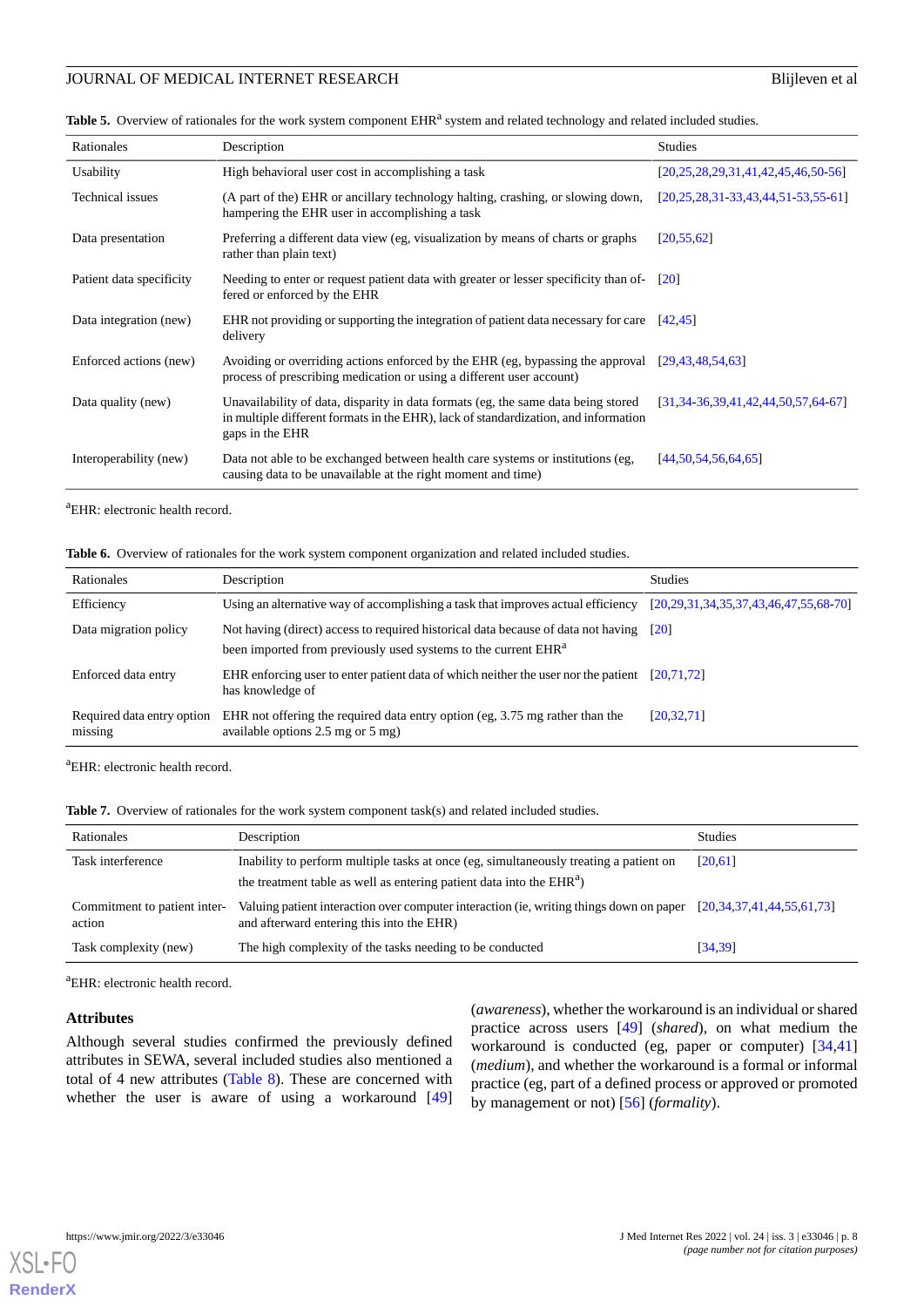**Table 5.** Overview of rationales for the work system component EHR[a] system and related technology and related included studies.

| Rationales | Description | Studies |
|---|---|---|
| Usability | High behavioral user cost in accomplishing a task | [20,25,28,29,31,41,42,45,46,50-56] |
| Technical issues | (A part of the) EHR or ancillary technology halting, crashing, or slowing down, hampering the EHR user in accomplishing a task | [20,25,28,31-33,43,44,51-53,55-61] |
| Data presentation | Preferring a different data view (eg, visualization by means of charts or graphs rather than plain text) | [20,55,62] |
| Patient data specificity | Needing to enter or request patient data with greater or lesser specificity than offered or enforced by the EHR | [20] |
| Data integration (new) | EHR not providing or supporting the integration of patient data necessary for care delivery | [42,45] |
| Enforced actions (new) | Avoiding or overriding actions enforced by the EHR (eg, bypassing the approval process of prescribing medication or using a different user account) | [29,43,48,54,63] |
| Data quality (new) | Unavailability of data, disparity in data formats (eg, the same data being stored in multiple different formats in the EHR), lack of standardization, and information gaps in the EHR | [31,34-36,39,41,42,44,50,57,64-67] |
| Interoperability (new) | Data not able to be exchanged between health care systems or institutions (eg, causing data to be unavailable at the right moment and time) | [44,50,54,56,64,65] |

[a]EHR: electronic health record.

**Table 6.** Overview of rationales for the work system component organization and related included studies.

| Rationales | Description | Studies |
|---|---|---|
| Efficiency | Using an alternative way of accomplishing a task that improves actual efficiency | [20,29,31,34,35,37,43,46,47,55,68-70] |
| Data migration policy | Not having (direct) access to required historical data because of data not having been imported from previously used systems to the current EHR[a] | [20] |
| Enforced data entry | EHR enforcing user to enter patient data of which neither the user nor the patient has knowledge of | [20,71,72] |
| Required data entry option missing | EHR not offering the required data entry option (eg, 3.75 mg rather than the available options 2.5 mg or 5 mg) | [20,32,71] |

[a]EHR: electronic health record.

**Table 7.** Overview of rationales for the work system component task(s) and related included studies.

| Rationales | Description | Studies |
|---|---|---|
| Task interference | Inability to perform multiple tasks at once (eg, simultaneously treating a patient on the treatment table as well as entering patient data into the EHR[a]) | [20,61] |
| Commitment to patient interaction | Valuing patient interaction over computer interaction (ie, writing things down on paper and afterward entering this into the EHR) | [20,34,37,41,44,55,61,73] |
| Task complexity (new) | The high complexity of the tasks needing to be conducted | [34,39] |

[a]EHR: electronic health record.

### Attributes

Although several studies confirmed the previously defined attributes in SEWA, several included studies also mentioned a total of 4 new attributes (Table 8). These are concerned with whether the user is aware of using a workaround [49] (*awareness*), whether the workaround is an individual or shared practice across users [49] (*shared*), on what medium the workaround is conducted (eg, paper or computer) [34,41] (*medium*), and whether the workaround is a formal or informal practice (eg, part of a defined process or approved or promoted by management or not) [56] (*formality*).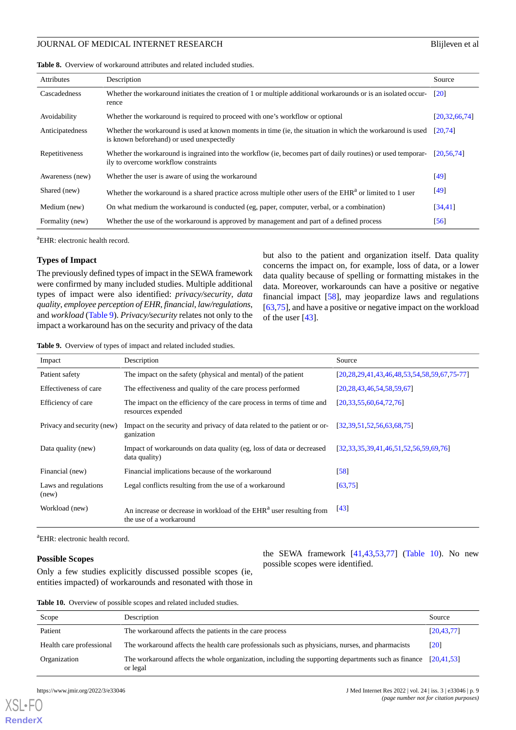**Table 8.** Overview of workaround attributes and related included studies.

| Attributes | Description | Source |
|---|---|---|
| Cascadedness | Whether the workaround initiates the creation of 1 or multiple additional workarounds or is an isolated occurrence | [20] |
| Avoidability | Whether the workaround is required to proceed with one's workflow or optional | [20,32,66,74] |
| Anticipatedness | Whether the workaround is used at known moments in time (ie, the situation in which the workaround is used is known beforehand) or used unexpectedly | [20,74] |
| Repetitiveness | Whether the workaround is ingrained into the workflow (ie, becomes part of daily routines) or used temporarily to overcome workflow constraints | [20,56,74] |
| Awareness (new) | Whether the user is aware of using the workaround | [49] |
| Shared (new) | Whether the workaround is a shared practice across multiple other users of the EHR[a] or limited to 1 user | [49] |
| Medium (new) | On what medium the workaround is conducted (eg, paper, computer, verbal, or a combination) | [34,41] |
| Formality (new) | Whether the use of the workaround is approved by management and part of a defined process | [56] |

[a]EHR: electronic health record.

### Types of Impact

The previously defined types of impact in the SEWA framework were confirmed by many included studies. Multiple additional types of impact were also identified: *privacy/security*, *data quality*, *employee perception of EHR*, *financial*, *law/regulations*, and *workload* (Table 9). *Privacy/security* relates not only to the impact a workaround has on the security and privacy of the data but also to the patient and organization itself. Data quality concerns the impact on, for example, loss of data, or a lower data quality because of spelling or formatting mistakes in the data. Moreover, workarounds can have a positive or negative financial impact [58], may jeopardize laws and regulations [63,75], and have a positive or negative impact on the workload of the user [43].

**Table 9.** Overview of types of impact and related included studies.

| Impact | Description | Source |
|---|---|---|
| Patient safety | The impact on the safety (physical and mental) of the patient | [20,28,29,41,43,46,48,53,54,58,59,67,75-77] |
| Effectiveness of care | The effectiveness and quality of the care process performed | [20,28,43,46,54,58,59,67] |
| Efficiency of care | The impact on the efficiency of the care process in terms of time and resources expended | [20,33,55,60,64,72,76] |
| Privacy and security (new) | Impact on the security and privacy of data related to the patient or organization | [32,39,51,52,56,63,68,75] |
| Data quality (new) | Impact of workarounds on data quality (eg, loss of data or decreased data quality) | [32,33,35,39,41,46,51,52,56,59,69,76] |
| Financial (new) | Financial implications because of the workaround | [58] |
| Laws and regulations (new) | Legal conflicts resulting from the use of a workaround | [63,75] |
| Workload (new) | An increase or decrease in workload of the EHR[a] user resulting from the use of a workaround | [43] |

[a]EHR: electronic health record.

### Possible Scopes

Only a few studies explicitly discussed possible scopes (ie, entities impacted) of workarounds and resonated with those in the SEWA framework [41,43,53,77] (Table 10). No new possible scopes were identified.

**Table 10.** Overview of possible scopes and related included studies.

| Scope | Description | Source |
|---|---|---|
| Patient | The workaround affects the patients in the care process | [20,43,77] |
| Health care professional | The workaround affects the health care professionals such as physicians, nurses, and pharmacists | [20] |
| Organization | The workaround affects the whole organization, including the supporting departments such as finance or legal | [20,41,53] |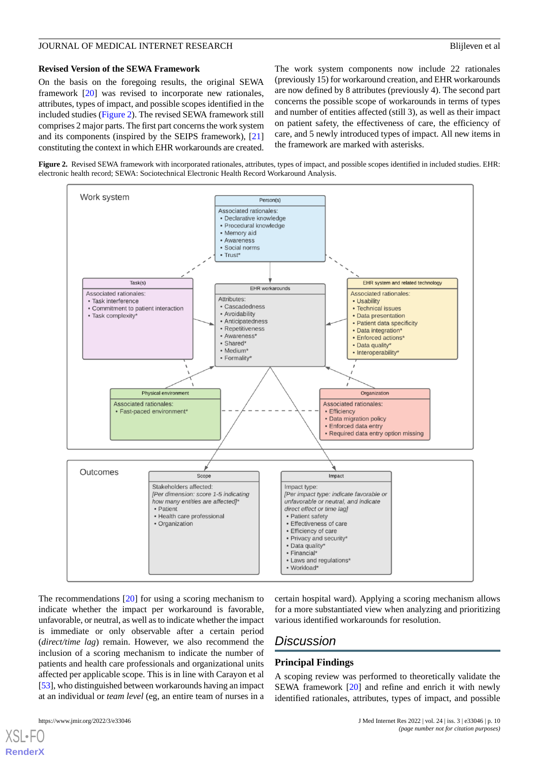### Revised Version of the SEWA Framework

On the basis of the foregoing results, the original SEWA framework [20] was revised to incorporate new rationales, attributes, types of impact, and possible scopes identified in the included studies (Figure 2). The revised SEWA framework still comprises 2 major parts. The first part concerns the work system and its components (inspired by the SEIPS framework), [21] constituting the context in which EHR workarounds are created. The work system components now include 22 rationales (previously 15) for workaround creation, and EHR workarounds are now defined by 8 attributes (previously 4). The second part concerns the possible scope of workarounds in terms of types and number of entities affected (still 3), as well as their impact on patient safety, the effectiveness of care, the efficiency of care, and 5 newly introduced types of impact. All new items in the framework are marked with asterisks.

**Figure 2.** Revised SEWA framework with incorporated rationales, attributes, types of impact, and possible scopes identified in included studies. EHR: electronic health record; SEWA: Sociotechnical Electronic Health Record Workaround Analysis.

**Work system**

Person(s)
Associated rationales:
- Declarative knowledge
- Procedural knowledge
- Memory aid
- Awareness
- Social norms
- Trust*

Task(s)
Associated rationales:
- Task interference
- Commitment to patient interaction
- Task complexity*

EHR workarounds
Attributes:
- Cascadedness
- Avoidability
- Anticipatedness
- Repetitiveness
- Awareness*
- Shared*
- Medium*
- Formality*

EHR system and related technology
Associated rationales:
- Usability
- Technical issues
- Data presentation
- Patient data specificity
- Data integration*
- Enforced actions*
- Data quality*
- Interoperability*

Physical environment
Associated rationales:
- Fast-paced environment*

Organization
Associated rationales:
- Efficiency
- Data migration policy
- Enforced data entry
- Required data entry option missing

**Outcomes**

Scope
Stakeholders affected:
*[Per dimension: score 1-5 indicating how many entities are affected]**
- Patient
- Health care professional
- Organization

Impact
Impact type:
*[Per impact type: indicate favorable or unfavorable or neutral, and indicate direct effect or time lag]*
- Patient safety
- Effectiveness of care
- Efficiency of care
- Privacy and security*
- Data quality*
- Financial*
- Laws and regulations*
- Workload*

The recommendations [20] for using a scoring mechanism to indicate whether the impact per workaround is favorable, unfavorable, or neutral, as well as to indicate whether the impact is immediate or only observable after a certain period (*direct/time lag*) remain. However, we also recommend the inclusion of a scoring mechanism to indicate the number of patients and health care professionals and organizational units affected per applicable scope. This is in line with Carayon et al [53], who distinguished between workarounds having an impact at an individual or *team level* (eg, an entire team of nurses in a certain hospital ward). Applying a scoring mechanism allows for a more substantiated view when analyzing and prioritizing various identified workarounds for resolution.

## Discussion

### Principal Findings

A scoping review was performed to theoretically validate the SEWA framework [20] and refine and enrich it with newly identified rationales, attributes, types of impact, and possible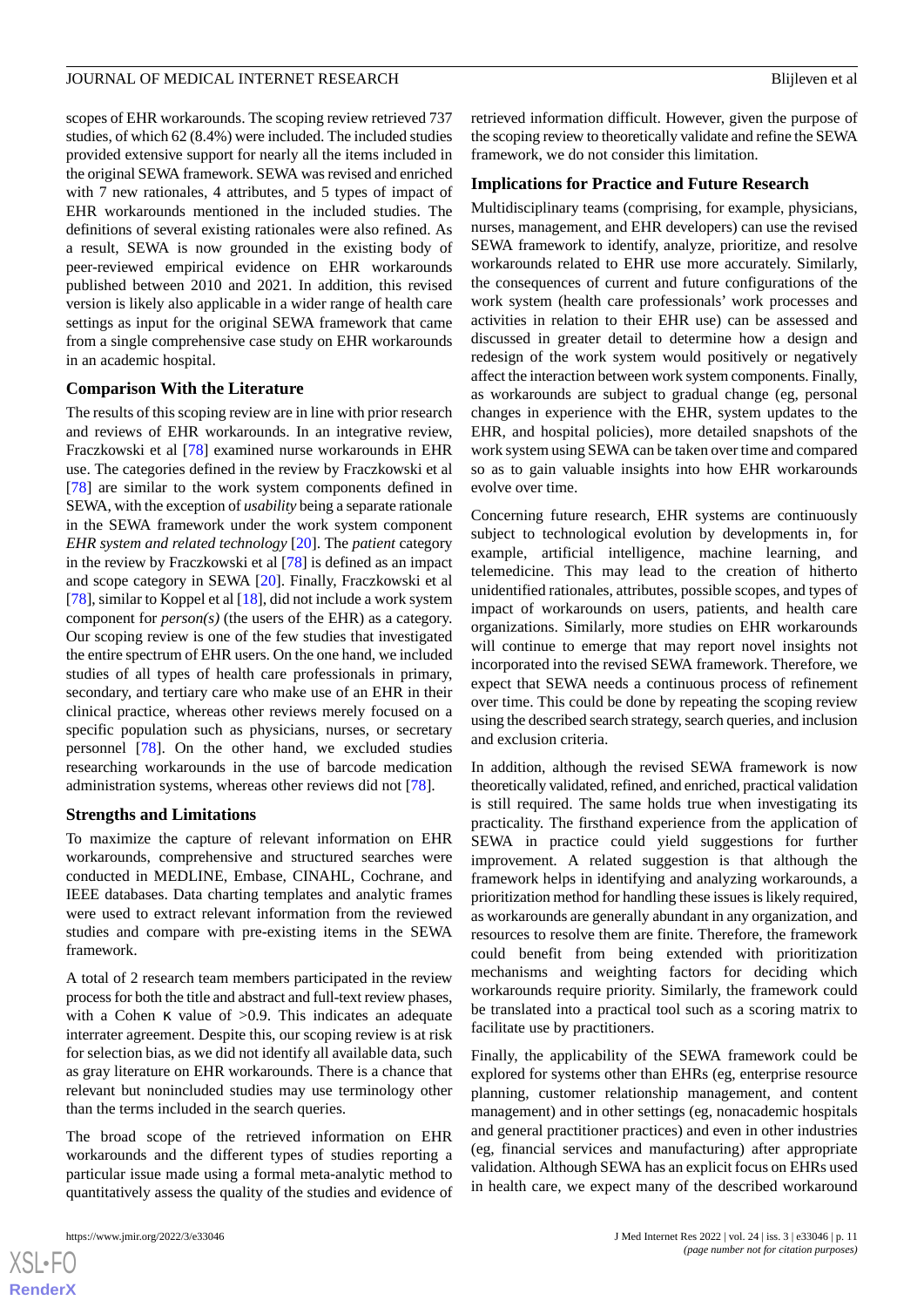scopes of EHR workarounds. The scoping review retrieved 737 studies, of which 62 (8.4%) were included. The included studies provided extensive support for nearly all the items included in the original SEWA framework. SEWA was revised and enriched with 7 new rationales, 4 attributes, and 5 types of impact of EHR workarounds mentioned in the included studies. The definitions of several existing rationales were also refined. As a result, SEWA is now grounded in the existing body of peer-reviewed empirical evidence on EHR workarounds published between 2010 and 2021. In addition, this revised version is likely also applicable in a wider range of health care settings as input for the original SEWA framework that came from a single comprehensive case study on EHR workarounds in an academic hospital.

### Comparison With the Literature

The results of this scoping review are in line with prior research and reviews of EHR workarounds. In an integrative review, Fraczkowski et al [78] examined nurse workarounds in EHR use. The categories defined in the review by Fraczkowski et al [78] are similar to the work system components defined in SEWA, with the exception of *usability* being a separate rationale in the SEWA framework under the work system component *EHR system and related technology* [20]. The *patient* category in the review by Fraczkowski et al [78] is defined as an impact and scope category in SEWA [20]. Finally, Fraczkowski et al [78], similar to Koppel et al [18], did not include a work system component for *person(s)* (the users of the EHR) as a category. Our scoping review is one of the few studies that investigated the entire spectrum of EHR users. On the one hand, we included studies of all types of health care professionals in primary, secondary, and tertiary care who make use of an EHR in their clinical practice, whereas other reviews merely focused on a specific population such as physicians, nurses, or secretary personnel [78]. On the other hand, we excluded studies researching workarounds in the use of barcode medication administration systems, whereas other reviews did not [78].

### Strengths and Limitations

To maximize the capture of relevant information on EHR workarounds, comprehensive and structured searches were conducted in MEDLINE, Embase, CINAHL, Cochrane, and IEEE databases. Data charting templates and analytic frames were used to extract relevant information from the reviewed studies and compare with pre-existing items in the SEWA framework.

A total of 2 research team members participated in the review process for both the title and abstract and full-text review phases, with a Cohen κ value of >0.9. This indicates an adequate interrater agreement. Despite this, our scoping review is at risk for selection bias, as we did not identify all available data, such as gray literature on EHR workarounds. There is a chance that relevant but nonincluded studies may use terminology other than the terms included in the search queries.

The broad scope of the retrieved information on EHR workarounds and the different types of studies reporting a particular issue made using a formal meta-analytic method to quantitatively assess the quality of the studies and evidence of retrieved information difficult. However, given the purpose of the scoping review to theoretically validate and refine the SEWA framework, we do not consider this limitation.

### Implications for Practice and Future Research

Multidisciplinary teams (comprising, for example, physicians, nurses, management, and EHR developers) can use the revised SEWA framework to identify, analyze, prioritize, and resolve workarounds related to EHR use more accurately. Similarly, the consequences of current and future configurations of the work system (health care professionals' work processes and activities in relation to their EHR use) can be assessed and discussed in greater detail to determine how a design and redesign of the work system would positively or negatively affect the interaction between work system components. Finally, as workarounds are subject to gradual change (eg, personal changes in experience with the EHR, system updates to the EHR, and hospital policies), more detailed snapshots of the work system using SEWA can be taken over time and compared so as to gain valuable insights into how EHR workarounds evolve over time.

Concerning future research, EHR systems are continuously subject to technological evolution by developments in, for example, artificial intelligence, machine learning, and telemedicine. This may lead to the creation of hitherto unidentified rationales, attributes, possible scopes, and types of impact of workarounds on users, patients, and health care organizations. Similarly, more studies on EHR workarounds will continue to emerge that may report novel insights not incorporated into the revised SEWA framework. Therefore, we expect that SEWA needs a continuous process of refinement over time. This could be done by repeating the scoping review using the described search strategy, search queries, and inclusion and exclusion criteria.

In addition, although the revised SEWA framework is now theoretically validated, refined, and enriched, practical validation is still required. The same holds true when investigating its practicality. The firsthand experience from the application of SEWA in practice could yield suggestions for further improvement. A related suggestion is that although the framework helps in identifying and analyzing workarounds, a prioritization method for handling these issues is likely required, as workarounds are generally abundant in any organization, and resources to resolve them are finite. Therefore, the framework could benefit from being extended with prioritization mechanisms and weighting factors for deciding which workarounds require priority. Similarly, the framework could be translated into a practical tool such as a scoring matrix to facilitate use by practitioners.

Finally, the applicability of the SEWA framework could be explored for systems other than EHRs (eg, enterprise resource planning, customer relationship management, and content management) and in other settings (eg, nonacademic hospitals and general practitioner practices) and even in other industries (eg, financial services and manufacturing) after appropriate validation. Although SEWA has an explicit focus on EHRs used in health care, we expect many of the described workaround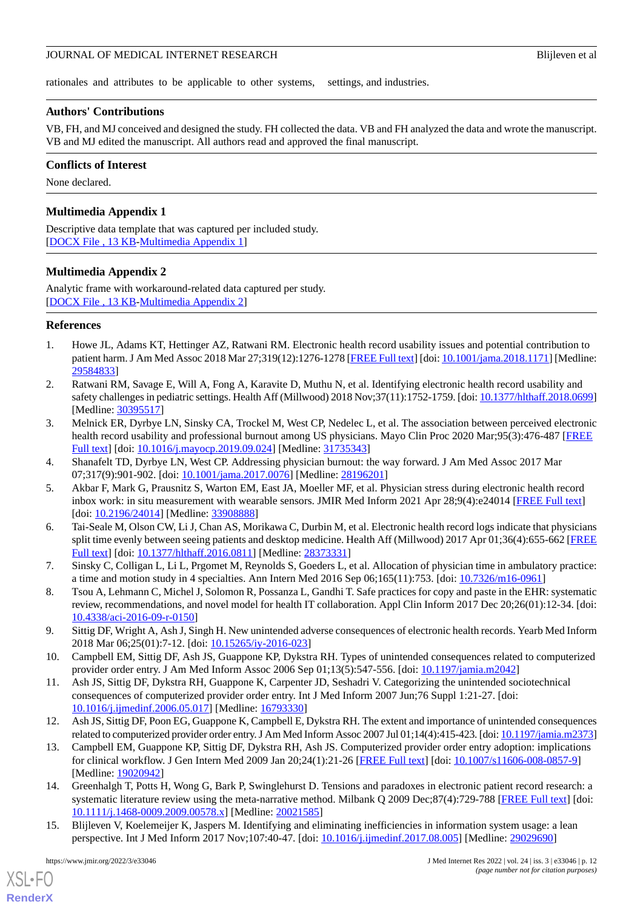rationales and attributes to be applicable to other systems, settings, and industries.

## Authors' Contributions

VB, FH, and MJ conceived and designed the study. FH collected the data. VB and FH analyzed the data and wrote the manuscript. VB and MJ edited the manuscript. All authors read and approved the final manuscript.

## Conflicts of Interest

None declared.

## Multimedia Appendix 1

Descriptive data template that was captured per included study.
[DOCX File , 13 KB-Multimedia Appendix 1]

## Multimedia Appendix 2

Analytic frame with workaround-related data captured per study.
[DOCX File , 13 KB-Multimedia Appendix 2]

## References

1. Howe JL, Adams KT, Hettinger AZ, Ratwani RM. Electronic health record usability issues and potential contribution to patient harm. J Am Med Assoc 2018 Mar 27;319(12):1276-1278 [FREE Full text] [doi: 10.1001/jama.2018.1171] [Medline: 29584833]
2. Ratwani RM, Savage E, Will A, Fong A, Karavite D, Muthu N, et al. Identifying electronic health record usability and safety challenges in pediatric settings. Health Aff (Millwood) 2018 Nov;37(11):1752-1759. [doi: 10.1377/hlthaff.2018.0699] [Medline: 30395517]
3. Melnick ER, Dyrbye LN, Sinsky CA, Trockel M, West CP, Nedelec L, et al. The association between perceived electronic health record usability and professional burnout among US physicians. Mayo Clin Proc 2020 Mar;95(3):476-487 [FREE Full text] [doi: 10.1016/j.mayocp.2019.09.024] [Medline: 31735343]
4. Shanafelt TD, Dyrbye LN, West CP. Addressing physician burnout: the way forward. J Am Med Assoc 2017 Mar 07;317(9):901-902. [doi: 10.1001/jama.2017.0076] [Medline: 28196201]
5. Akbar F, Mark G, Prausnitz S, Warton EM, East JA, Moeller MF, et al. Physician stress during electronic health record inbox work: in situ measurement with wearable sensors. JMIR Med Inform 2021 Apr 28;9(4):e24014 [FREE Full text] [doi: 10.2196/24014] [Medline: 33908888]
6. Tai-Seale M, Olson CW, Li J, Chan AS, Morikawa C, Durbin M, et al. Electronic health record logs indicate that physicians split time evenly between seeing patients and desktop medicine. Health Aff (Millwood) 2017 Apr 01;36(4):655-662 [FREE Full text] [doi: 10.1377/hlthaff.2016.0811] [Medline: 28373331]
7. Sinsky C, Colligan L, Li L, Prgomet M, Reynolds S, Goeders L, et al. Allocation of physician time in ambulatory practice: a time and motion study in 4 specialties. Ann Intern Med 2016 Sep 06;165(11):753. [doi: 10.7326/m16-0961]
8. Tsou A, Lehmann C, Michel J, Solomon R, Possanza L, Gandhi T. Safe practices for copy and paste in the EHR: systematic review, recommendations, and novel model for health IT collaboration. Appl Clin Inform 2017 Dec 20;26(01):12-34. [doi: 10.4338/aci-2016-09-r-0150]
9. Sittig DF, Wright A, Ash J, Singh H. New unintended adverse consequences of electronic health records. Yearb Med Inform 2018 Mar 06;25(01):7-12. [doi: 10.15265/iy-2016-023]
10. Campbell EM, Sittig DF, Ash JS, Guappone KP, Dykstra RH. Types of unintended consequences related to computerized provider order entry. J Am Med Inform Assoc 2006 Sep 01;13(5):547-556. [doi: 10.1197/jamia.m2042]
11. Ash JS, Sittig DF, Dykstra RH, Guappone K, Carpenter JD, Seshadri V. Categorizing the unintended sociotechnical consequences of computerized provider order entry. Int J Med Inform 2007 Jun;76 Suppl 1:21-27. [doi: 10.1016/j.ijmedinf.2006.05.017] [Medline: 16793330]
12. Ash JS, Sittig DF, Poon EG, Guappone K, Campbell E, Dykstra RH. The extent and importance of unintended consequences related to computerized provider order entry. J Am Med Inform Assoc 2007 Jul 01;14(4):415-423. [doi: 10.1197/jamia.m2373]
13. Campbell EM, Guappone KP, Sittig DF, Dykstra RH, Ash JS. Computerized provider order entry adoption: implications for clinical workflow. J Gen Intern Med 2009 Jan 20;24(1):21-26 [FREE Full text] [doi: 10.1007/s11606-008-0857-9] [Medline: 19020942]
14. Greenhalgh T, Potts H, Wong G, Bark P, Swinglehurst D. Tensions and paradoxes in electronic patient record research: a systematic literature review using the meta-narrative method. Milbank Q 2009 Dec;87(4):729-788 [FREE Full text] [doi: 10.1111/j.1468-0009.2009.00578.x] [Medline: 20021585]
15. Blijleven V, Koelemeijer K, Jaspers M. Identifying and eliminating inefficiencies in information system usage: a lean perspective. Int J Med Inform 2017 Nov;107:40-47. [doi: 10.1016/j.ijmedinf.2017.08.005] [Medline: 29029690]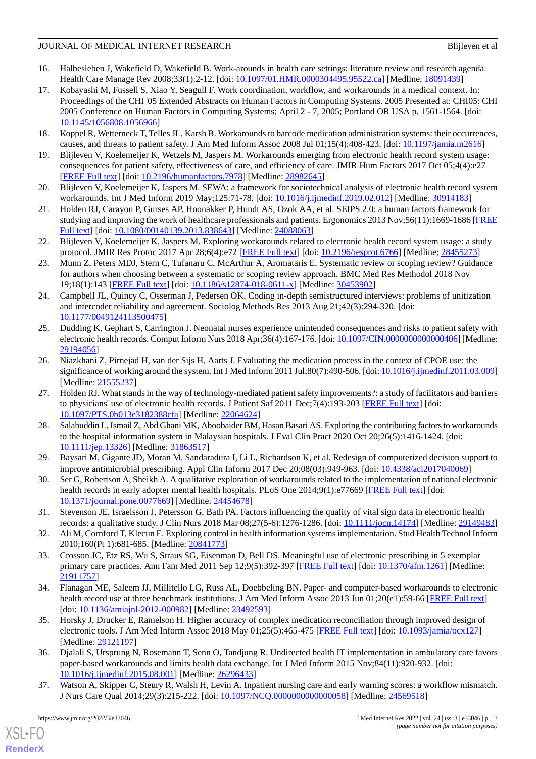16. Halbesleben J, Wakefield D, Wakefield B. Work-arounds in health care settings: literature review and research agenda. Health Care Manage Rev 2008;33(1):2-12. [doi: 10.1097/01.HMR.0000304495.95522.ca] [Medline: 18091439]
17. Kobayashi M, Fussell S, Xiao Y, Seagull F. Work coordination, workflow, and workarounds in a medical context. In: Proceedings of the CHI '05 Extended Abstracts on Human Factors in Computing Systems. 2005 Presented at: CHI05: CHI 2005 Conference on Human Factors in Computing Systems; April 2 - 7, 2005; Portland OR USA p. 1561-1564. [doi: 10.1145/1056808.1056966]
18. Koppel R, Wetterneck T, Telles JL, Karsh B. Workarounds to barcode medication administration systems: their occurrences, causes, and threats to patient safety. J Am Med Inform Assoc 2008 Jul 01;15(4):408-423. [doi: 10.1197/jamia.m2616]
19. Blijleven V, Koelemeijer K, Wetzels M, Jaspers M. Workarounds emerging from electronic health record system usage: consequences for patient safety, effectiveness of care, and efficiency of care. JMIR Hum Factors 2017 Oct 05;4(4):e27 [FREE Full text] [doi: 10.2196/humanfactors.7978] [Medline: 28982645]
20. Blijleven V, Koelemeijer K, Jaspers M. SEWA: a framework for sociotechnical analysis of electronic health record system workarounds. Int J Med Inform 2019 May;125:71-78. [doi: 10.1016/j.ijmedinf.2019.02.012] [Medline: 30914183]
21. Holden RJ, Carayon P, Gurses AP, Hoonakker P, Hundt AS, Ozok AA, et al. SEIPS 2.0: a human factors framework for studying and improving the work of healthcare professionals and patients. Ergonomics 2013 Nov;56(11):1669-1686 [FREE Full text] [doi: 10.1080/00140139.2013.838643] [Medline: 24088063]
22. Blijleven V, Koelemeijer K, Jaspers M. Exploring workarounds related to electronic health record system usage: a study protocol. JMIR Res Protoc 2017 Apr 28;6(4):e72 [FREE Full text] [doi: 10.2196/resprot.6766] [Medline: 28455273]
23. Munn Z, Peters MDJ, Stern C, Tufanaru C, McArthur A, Aromataris E. Systematic review or scoping review? Guidance for authors when choosing between a systematic or scoping review approach. BMC Med Res Methodol 2018 Nov 19;18(1):143 [FREE Full text] [doi: 10.1186/s12874-018-0611-x] [Medline: 30453902]
24. Campbell JL, Quincy C, Osserman J, Pedersen OK. Coding in-depth semistructured interviews: problems of unitization and intercoder reliability and agreement. Sociolog Methods Res 2013 Aug 21;42(3):294-320. [doi: 10.1177/0049124113500475]
25. Dudding K, Gephart S, Carrington J. Neonatal nurses experience unintended consequences and risks to patient safety with electronic health records. Comput Inform Nurs 2018 Apr;36(4):167-176. [doi: 10.1097/CIN.0000000000000406] [Medline: 29194056]
26. Niazkhani Z, Pirnejad H, van der Sijs H, Aarts J. Evaluating the medication process in the context of CPOE use: the significance of working around the system. Int J Med Inform 2011 Jul;80(7):490-506. [doi: 10.1016/j.ijmedinf.2011.03.009] [Medline: 21555237]
27. Holden RJ. What stands in the way of technology-mediated patient safety improvements?: a study of facilitators and barriers to physicians' use of electronic health records. J Patient Saf 2011 Dec;7(4):193-203 [FREE Full text] [doi: 10.1097/PTS.0b013e3182388cfa] [Medline: 22064624]
28. Salahuddin L, Ismail Z, Abd Ghani MK, Aboobaider BM, Hasan Basari AS. Exploring the contributing factors to workarounds to the hospital information system in Malaysian hospitals. J Eval Clin Pract 2020 Oct 20;26(5):1416-1424. [doi: 10.1111/jep.13326] [Medline: 31863517]
29. Baysari M, Gigante JD, Moran M, Sandaradura I, Li L, Richardson K, et al. Redesign of computerized decision support to improve antimicrobial prescribing. Appl Clin Inform 2017 Dec 20;08(03):949-963. [doi: 10.4338/aci2017040069]
30. Ser G, Robertson A, Sheikh A. A qualitative exploration of workarounds related to the implementation of national electronic health records in early adopter mental health hospitals. PLoS One 2014;9(1):e77669 [FREE Full text] [doi: 10.1371/journal.pone.0077669] [Medline: 24454678]
31. Stevenson JE, Israelsson J, Petersson G, Bath PA. Factors influencing the quality of vital sign data in electronic health records: a qualitative study. J Clin Nurs 2018 Mar 08;27(5-6):1276-1286. [doi: 10.1111/jocn.14174] [Medline: 29149483]
32. Ali M, Cornford T, Klecun E. Exploring control in health information systems implementation. Stud Health Technol Inform 2010;160(Pt 1):681-685. [Medline: 20841773]
33. Crosson JC, Etz RS, Wu S, Straus SG, Eisenman D, Bell DS. Meaningful use of electronic prescribing in 5 exemplar primary care practices. Ann Fam Med 2011 Sep 12;9(5):392-397 [FREE Full text] [doi: 10.1370/afm.1261] [Medline: 21911757]
34. Flanagan ME, Saleem JJ, Millitello LG, Russ AL, Doebbeling BN. Paper- and computer-based workarounds to electronic health record use at three benchmark institutions. J Am Med Inform Assoc 2013 Jun 01;20(e1):59-66 [FREE Full text] [doi: 10.1136/amiajnl-2012-000982] [Medline: 23492593]
35. Horsky J, Drucker E, Ramelson H. Higher accuracy of complex medication reconciliation through improved design of electronic tools. J Am Med Inform Assoc 2018 May 01;25(5):465-475 [FREE Full text] [doi: 10.1093/jamia/ocx127] [Medline: 29121197]
36. Djalali S, Ursprung N, Rosemann T, Senn O, Tandjung R. Undirected health IT implementation in ambulatory care favors paper-based workarounds and limits health data exchange. Int J Med Inform 2015 Nov;84(11):920-932. [doi: 10.1016/j.ijmedinf.2015.08.001] [Medline: 26296433]
37. Watson A, Skipper C, Steury R, Walsh H, Levin A. Inpatient nursing care and early warning scores: a workflow mismatch. J Nurs Care Qual 2014;29(3):215-222. [doi: 10.1097/NCQ.0000000000000058] [Medline: 24569518]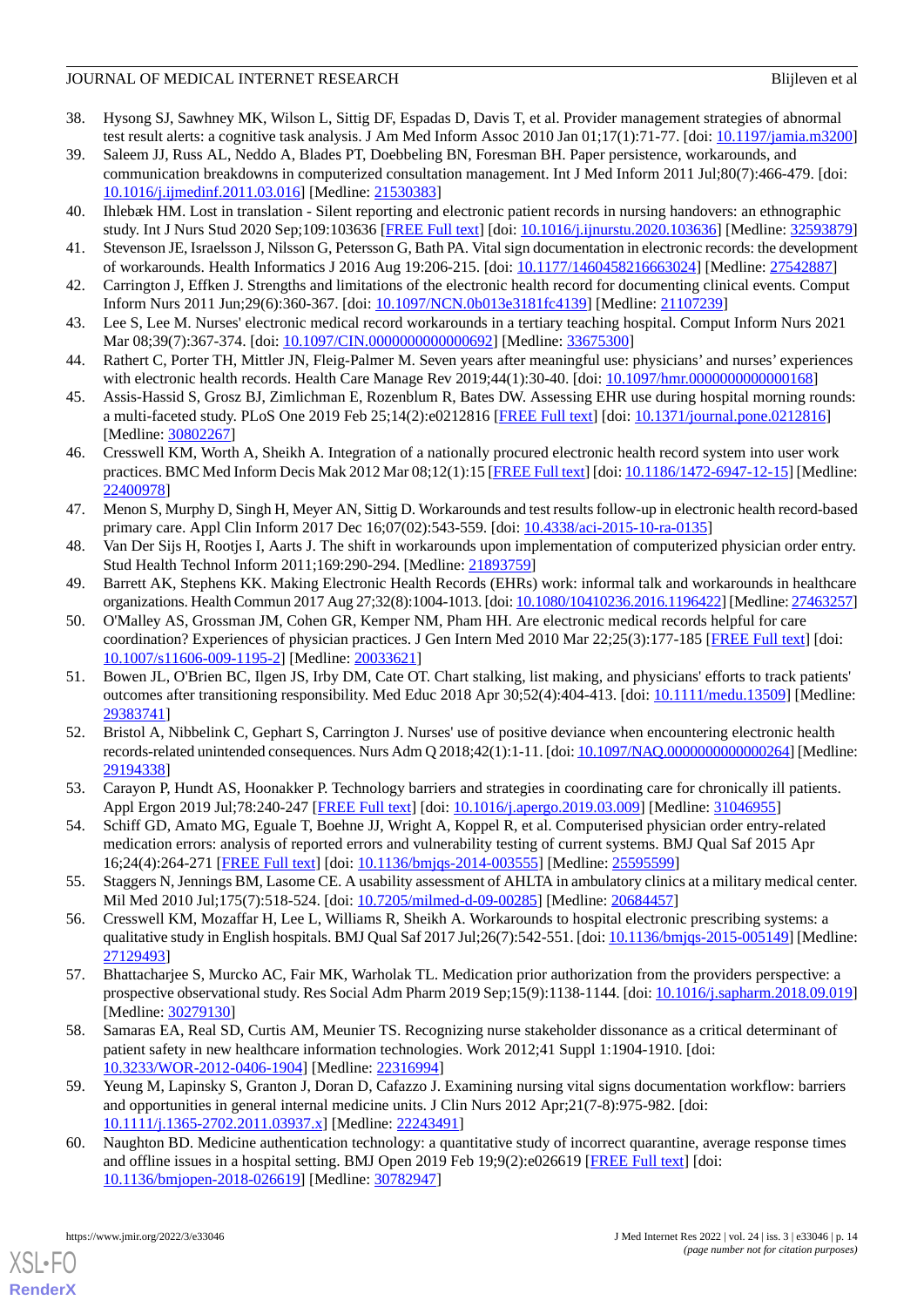38. Hysong SJ, Sawhney MK, Wilson L, Sittig DF, Espadas D, Davis T, et al. Provider management strategies of abnormal test result alerts: a cognitive task analysis. J Am Med Inform Assoc 2010 Jan 01;17(1):71-77. [doi: 10.1197/jamia.m3200]
39. Saleem JJ, Russ AL, Neddo A, Blades PT, Doebbeling BN, Foresman BH. Paper persistence, workarounds, and communication breakdowns in computerized consultation management. Int J Med Inform 2011 Jul;80(7):466-479. [doi: 10.1016/j.ijmedinf.2011.03.016] [Medline: 21530383]
40. Ihlebæk HM. Lost in translation - Silent reporting and electronic patient records in nursing handovers: an ethnographic study. Int J Nurs Stud 2020 Sep;109:103636 [FREE Full text] [doi: 10.1016/j.ijnurstu.2020.103636] [Medline: 32593879]
41. Stevenson JE, Israelsson J, Nilsson G, Petersson G, Bath PA. Vital sign documentation in electronic records: the development of workarounds. Health Informatics J 2016 Aug 19:206-215. [doi: 10.1177/1460458216663024] [Medline: 27542887]
42. Carrington J, Effken J. Strengths and limitations of the electronic health record for documenting clinical events. Comput Inform Nurs 2011 Jun;29(6):360-367. [doi: 10.1097/NCN.0b013e3181fc4139] [Medline: 21107239]
43. Lee S, Lee M. Nurses' electronic medical record workarounds in a tertiary teaching hospital. Comput Inform Nurs 2021 Mar 08;39(7):367-374. [doi: 10.1097/CIN.0000000000000692] [Medline: 33675300]
44. Rathert C, Porter TH, Mittler JN, Fleig-Palmer M. Seven years after meaningful use: physicians' and nurses' experiences with electronic health records. Health Care Manage Rev 2019;44(1):30-40. [doi: 10.1097/hmr.0000000000000168]
45. Assis-Hassid S, Grosz BJ, Zimlichman E, Rozenblum R, Bates DW. Assessing EHR use during hospital morning rounds: a multi-faceted study. PLoS One 2019 Feb 25;14(2):e0212816 [FREE Full text] [doi: 10.1371/journal.pone.0212816] [Medline: 30802267]
46. Cresswell KM, Worth A, Sheikh A. Integration of a nationally procured electronic health record system into user work practices. BMC Med Inform Decis Mak 2012 Mar 08;12(1):15 [FREE Full text] [doi: 10.1186/1472-6947-12-15] [Medline: 22400978]
47. Menon S, Murphy D, Singh H, Meyer AN, Sittig D. Workarounds and test results follow-up in electronic health record-based primary care. Appl Clin Inform 2017 Dec 16;07(02):543-559. [doi: 10.4338/aci-2015-10-ra-0135]
48. Van Der Sijs H, Rootjes I, Aarts J. The shift in workarounds upon implementation of computerized physician order entry. Stud Health Technol Inform 2011;169:290-294. [Medline: 21893759]
49. Barrett AK, Stephens KK. Making Electronic Health Records (EHRs) work: informal talk and workarounds in healthcare organizations. Health Commun 2017 Aug 27;32(8):1004-1013. [doi: 10.1080/10410236.2016.1196422] [Medline: 27463257]
50. O'Malley AS, Grossman JM, Cohen GR, Kemper NM, Pham HH. Are electronic medical records helpful for care coordination? Experiences of physician practices. J Gen Intern Med 2010 Mar 22;25(3):177-185 [FREE Full text] [doi: 10.1007/s11606-009-1195-2] [Medline: 20033621]
51. Bowen JL, O'Brien BC, Ilgen JS, Irby DM, Cate OT. Chart stalking, list making, and physicians' efforts to track patients' outcomes after transitioning responsibility. Med Educ 2018 Apr 30;52(4):404-413. [doi: 10.1111/medu.13509] [Medline: 29383741]
52. Bristol A, Nibbelink C, Gephart S, Carrington J. Nurses' use of positive deviance when encountering electronic health records-related unintended consequences. Nurs Adm Q 2018;42(1):1-11. [doi: 10.1097/NAQ.0000000000000264] [Medline: 29194338]
53. Carayon P, Hundt AS, Hoonakker P. Technology barriers and strategies in coordinating care for chronically ill patients. Appl Ergon 2019 Jul;78:240-247 [FREE Full text] [doi: 10.1016/j.apergo.2019.03.009] [Medline: 31046955]
54. Schiff GD, Amato MG, Eguale T, Boehne JJ, Wright A, Koppel R, et al. Computerised physician order entry-related medication errors: analysis of reported errors and vulnerability testing of current systems. BMJ Qual Saf 2015 Apr 16;24(4):264-271 [FREE Full text] [doi: 10.1136/bmjqs-2014-003555] [Medline: 25595599]
55. Staggers N, Jennings BM, Lasome CE. A usability assessment of AHLTA in ambulatory clinics at a military medical center. Mil Med 2010 Jul;175(7):518-524. [doi: 10.7205/milmed-d-09-00285] [Medline: 20684457]
56. Cresswell KM, Mozaffar H, Lee L, Williams R, Sheikh A. Workarounds to hospital electronic prescribing systems: a qualitative study in English hospitals. BMJ Qual Saf 2017 Jul;26(7):542-551. [doi: 10.1136/bmjqs-2015-005149] [Medline: 27129493]
57. Bhattacharjee S, Murcko AC, Fair MK, Warholak TL. Medication prior authorization from the providers perspective: a prospective observational study. Res Social Adm Pharm 2019 Sep;15(9):1138-1144. [doi: 10.1016/j.sapharm.2018.09.019] [Medline: 30279130]
58. Samaras EA, Real SD, Curtis AM, Meunier TS. Recognizing nurse stakeholder dissonance as a critical determinant of patient safety in new healthcare information technologies. Work 2012;41 Suppl 1:1904-1910. [doi: 10.3233/WOR-2012-0406-1904] [Medline: 22316994]
59. Yeung M, Lapinsky S, Granton J, Doran D, Cafazzo J. Examining nursing vital signs documentation workflow: barriers and opportunities in general internal medicine units. J Clin Nurs 2012 Apr;21(7-8):975-982. [doi: 10.1111/j.1365-2702.2011.03937.x] [Medline: 22243491]
60. Naughton BD. Medicine authentication technology: a quantitative study of incorrect quarantine, average response times and offline issues in a hospital setting. BMJ Open 2019 Feb 19;9(2):e026619 [FREE Full text] [doi: 10.1136/bmjopen-2018-026619] [Medline: 30782947]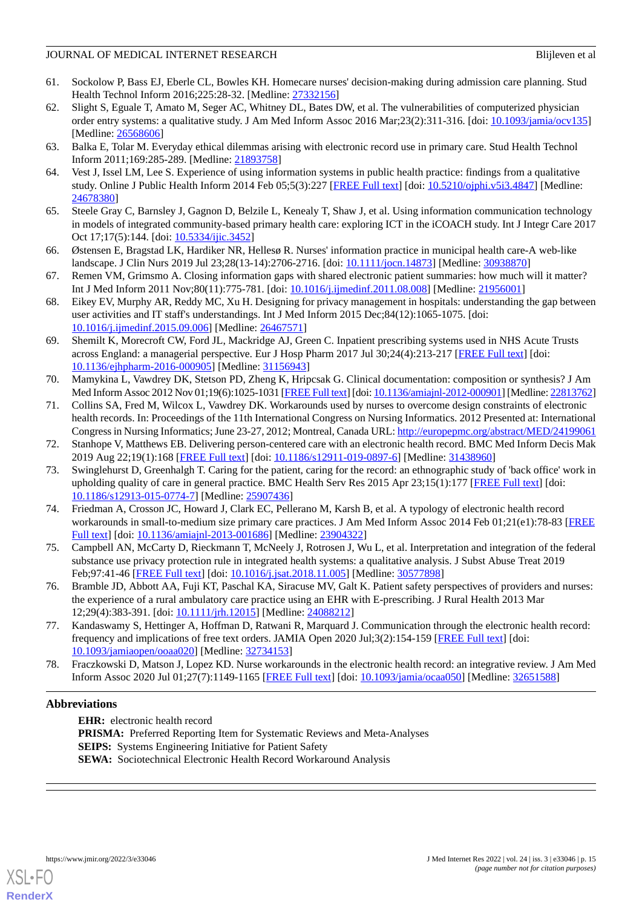61. Sockolow P, Bass EJ, Eberle CL, Bowles KH. Homecare nurses' decision-making during admission care planning. Stud Health Technol Inform 2016;225:28-32. [Medline: 27332156]
62. Slight S, Eguale T, Amato M, Seger AC, Whitney DL, Bates DW, et al. The vulnerabilities of computerized physician order entry systems: a qualitative study. J Am Med Inform Assoc 2016 Mar;23(2):311-316. [doi: 10.1093/jamia/ocv135] [Medline: 26568606]
63. Balka E, Tolar M. Everyday ethical dilemmas arising with electronic record use in primary care. Stud Health Technol Inform 2011;169:285-289. [Medline: 21893758]
64. Vest J, Issel LM, Lee S. Experience of using information systems in public health practice: findings from a qualitative study. Online J Public Health Inform 2014 Feb 05;5(3):227 [FREE Full text] [doi: 10.5210/ojphi.v5i3.4847] [Medline: 24678380]
65. Steele Gray C, Barnsley J, Gagnon D, Belzile L, Kenealy T, Shaw J, et al. Using information communication technology in models of integrated community-based primary health care: exploring ICT in the iCOACH study. Int J Integr Care 2017 Oct 17;17(5):144. [doi: 10.5334/ijic.3452]
66. Østensen E, Bragstad LK, Hardiker NR, Hellesø R. Nurses' information practice in municipal health care-A web-like landscape. J Clin Nurs 2019 Jul 23;28(13-14):2706-2716. [doi: 10.1111/jocn.14873] [Medline: 30938870]
67. Remen VM, Grimsmo A. Closing information gaps with shared electronic patient summaries: how much will it matter? Int J Med Inform 2011 Nov;80(11):775-781. [doi: 10.1016/j.ijmedinf.2011.08.008] [Medline: 21956001]
68. Eikey EV, Murphy AR, Reddy MC, Xu H. Designing for privacy management in hospitals: understanding the gap between user activities and IT staff's understandings. Int J Med Inform 2015 Dec;84(12):1065-1075. [doi: 10.1016/j.ijmedinf.2015.09.006] [Medline: 26467571]
69. Shemilt K, Morecroft CW, Ford JL, Mackridge AJ, Green C. Inpatient prescribing systems used in NHS Acute Trusts across England: a managerial perspective. Eur J Hosp Pharm 2017 Jul 30;24(4):213-217 [FREE Full text] [doi: 10.1136/ejhpharm-2016-000905] [Medline: 31156943]
70. Mamykina L, Vawdrey DK, Stetson PD, Zheng K, Hripcsak G. Clinical documentation: composition or synthesis? J Am Med Inform Assoc 2012 Nov 01;19(6):1025-1031 [FREE Full text] [doi: 10.1136/amiajnl-2012-000901] [Medline: 22813762]
71. Collins SA, Fred M, Wilcox L, Vawdrey DK. Workarounds used by nurses to overcome design constraints of electronic health records. In: Proceedings of the 11th International Congress on Nursing Informatics. 2012 Presented at: International Congress in Nursing Informatics; June 23-27, 2012; Montreal, Canada URL: http://europepmc.org/abstract/MED/24199061
72. Stanhope V, Matthews EB. Delivering person-centered care with an electronic health record. BMC Med Inform Decis Mak 2019 Aug 22;19(1):168 [FREE Full text] [doi: 10.1186/s12911-019-0897-6] [Medline: 31438960]
73. Swinglehurst D, Greenhalgh T. Caring for the patient, caring for the record: an ethnographic study of 'back office' work in upholding quality of care in general practice. BMC Health Serv Res 2015 Apr 23;15(1):177 [FREE Full text] [doi: 10.1186/s12913-015-0774-7] [Medline: 25907436]
74. Friedman A, Crosson JC, Howard J, Clark EC, Pellerano M, Karsh B, et al. A typology of electronic health record workarounds in small-to-medium size primary care practices. J Am Med Inform Assoc 2014 Feb 01;21(e1):78-83 [FREE Full text] [doi: 10.1136/amiajnl-2013-001686] [Medline: 23904322]
75. Campbell AN, McCarty D, Rieckmann T, McNeely J, Rotrosen J, Wu L, et al. Interpretation and integration of the federal substance use privacy protection rule in integrated health systems: a qualitative analysis. J Subst Abuse Treat 2019 Feb;97:41-46 [FREE Full text] [doi: 10.1016/j.jsat.2018.11.005] [Medline: 30577898]
76. Bramble JD, Abbott AA, Fuji KT, Paschal KA, Siracuse MV, Galt K. Patient safety perspectives of providers and nurses: the experience of a rural ambulatory care practice using an EHR with E-prescribing. J Rural Health 2013 Mar 12;29(4):383-391. [doi: 10.1111/jrh.12015] [Medline: 24088212]
77. Kandaswamy S, Hettinger A, Hoffman D, Ratwani R, Marquard J. Communication through the electronic health record: frequency and implications of free text orders. JAMIA Open 2020 Jul;3(2):154-159 [FREE Full text] [doi: 10.1093/jamiaopen/ooaa020] [Medline: 32734153]
78. Fraczkowski D, Matson J, Lopez KD. Nurse workarounds in the electronic health record: an integrative review. J Am Med Inform Assoc 2020 Jul 01;27(7):1149-1165 [FREE Full text] [doi: 10.1093/jamia/ocaa050] [Medline: 32651588]

## Abbreviations

**EHR:** electronic health record
**PRISMA:** Preferred Reporting Item for Systematic Reviews and Meta-Analyses
**SEIPS:** Systems Engineering Initiative for Patient Safety
**SEWA:** Sociotechnical Electronic Health Record Workaround Analysis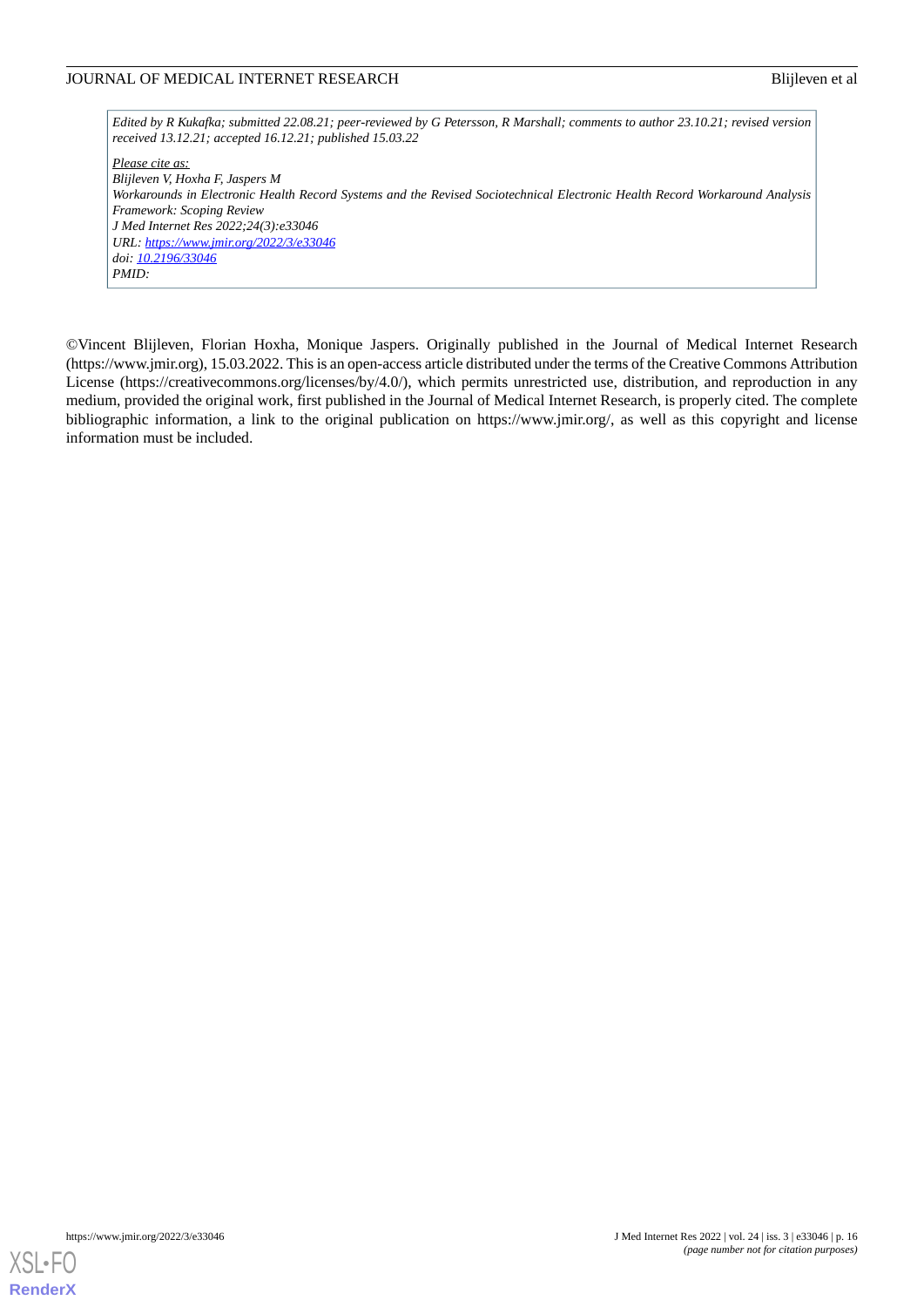*Edited by R Kukafka; submitted 22.08.21; peer-reviewed by G Petersson, R Marshall; comments to author 23.10.21; revised version received 13.12.21; accepted 16.12.21; published 15.03.22*

*Please cite as:*
*Blijleven V, Hoxha F, Jaspers M*
*Workarounds in Electronic Health Record Systems and the Revised Sociotechnical Electronic Health Record Workaround Analysis Framework: Scoping Review*
*J Med Internet Res 2022;24(3):e33046*
*URL: [https://www.jmir.org/2022/3/e33046](https://www.jmir.org/2022/3/e33046)*
*doi: [10.2196/33046](https://doi.org/10.2196/33046)*
*PMID:*

©Vincent Blijleven, Florian Hoxha, Monique Jaspers. Originally published in the Journal of Medical Internet Research (https://www.jmir.org), 15.03.2022. This is an open-access article distributed under the terms of the Creative Commons Attribution License (https://creativecommons.org/licenses/by/4.0/), which permits unrestricted use, distribution, and reproduction in any medium, provided the original work, first published in the Journal of Medical Internet Research, is properly cited. The complete bibliographic information, a link to the original publication on https://www.jmir.org/, as well as this copyright and license information must be included.